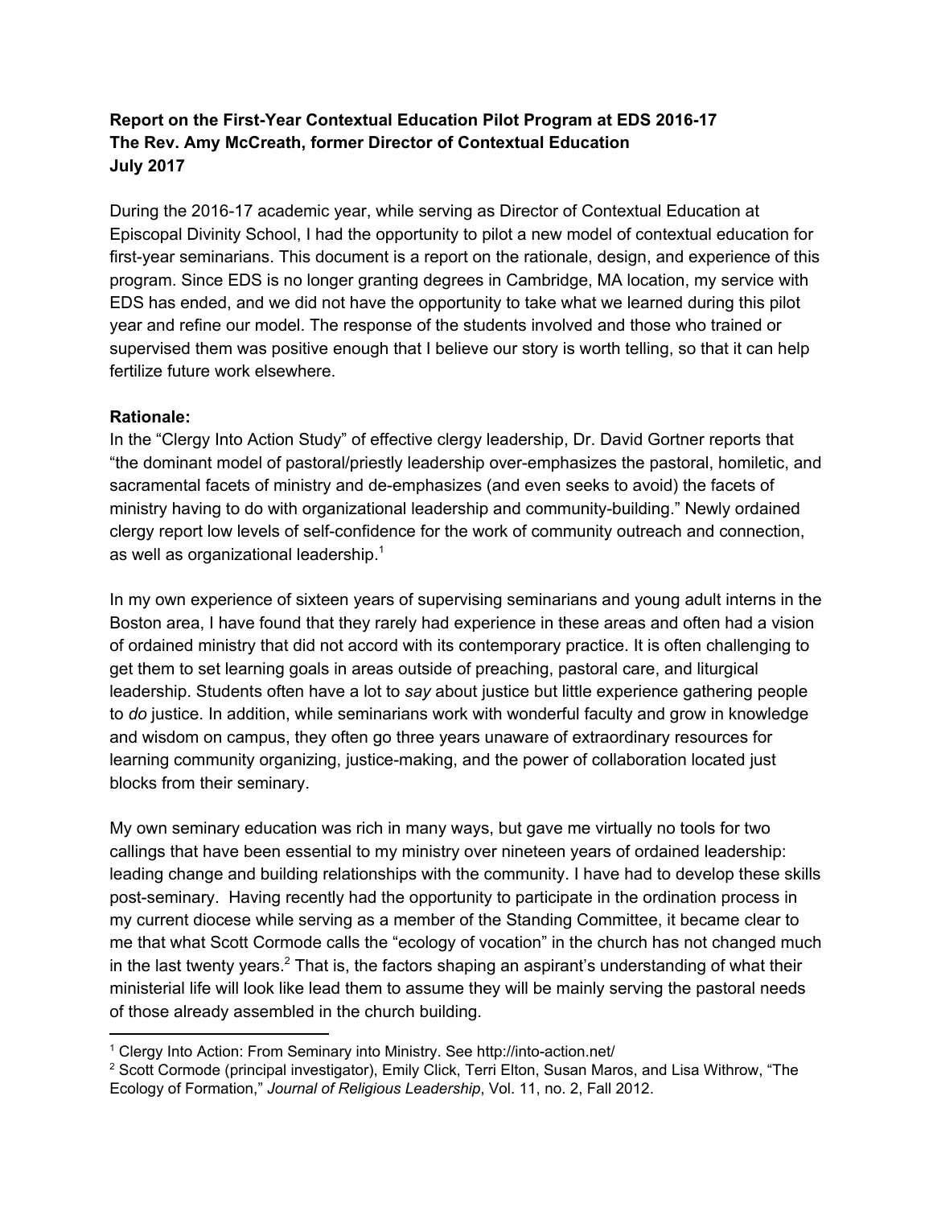**Report on the First-Year Contextual Education Pilot Program at EDS 2016-17**
**The Rev. Amy McCreath, former Director of Contextual Education**
**July 2017**

During the 2016-17 academic year, while serving as Director of Contextual Education at Episcopal Divinity School, I had the opportunity to pilot a new model of contextual education for first-year seminarians. This document is a report on the rationale, design, and experience of this program. Since EDS is no longer granting degrees in Cambridge, MA location, my service with EDS has ended, and we did not have the opportunity to take what we learned during this pilot year and refine our model. The response of the students involved and those who trained or supervised them was positive enough that I believe our story is worth telling, so that it can help fertilize future work elsewhere.

**Rationale:**

In the "Clergy Into Action Study" of effective clergy leadership, Dr. David Gortner reports that "the dominant model of pastoral/priestly leadership over-emphasizes the pastoral, homiletic, and sacramental facets of ministry and de-emphasizes (and even seeks to avoid) the facets of ministry having to do with organizational leadership and community-building." Newly ordained clergy report low levels of self-confidence for the work of community outreach and connection, as well as organizational leadership.[1]

In my own experience of sixteen years of supervising seminarians and young adult interns in the Boston area, I have found that they rarely had experience in these areas and often had a vision of ordained ministry that did not accord with its contemporary practice. It is often challenging to get them to set learning goals in areas outside of preaching, pastoral care, and liturgical leadership. Students often have a lot to *say* about justice but little experience gathering people to *do* justice. In addition, while seminarians work with wonderful faculty and grow in knowledge and wisdom on campus, they often go three years unaware of extraordinary resources for learning community organizing, justice-making, and the power of collaboration located just blocks from their seminary.

My own seminary education was rich in many ways, but gave me virtually no tools for two callings that have been essential to my ministry over nineteen years of ordained leadership: leading change and building relationships with the community. I have had to develop these skills post-seminary. Having recently had the opportunity to participate in the ordination process in my current diocese while serving as a member of the Standing Committee, it became clear to me that what Scott Cormode calls the "ecology of vocation" in the church has not changed much in the last twenty years.[2] That is, the factors shaping an aspirant's understanding of what their ministerial life will look like lead them to assume they will be mainly serving the pastoral needs of those already assembled in the church building.

---

[1] Clergy Into Action: From Seminary into Ministry. See http://into-action.net/

[2] Scott Cormode (principal investigator), Emily Click, Terri Elton, Susan Maros, and Lisa Withrow, "The Ecology of Formation," *Journal of Religious Leadership*, Vol. 11, no. 2, Fall 2012.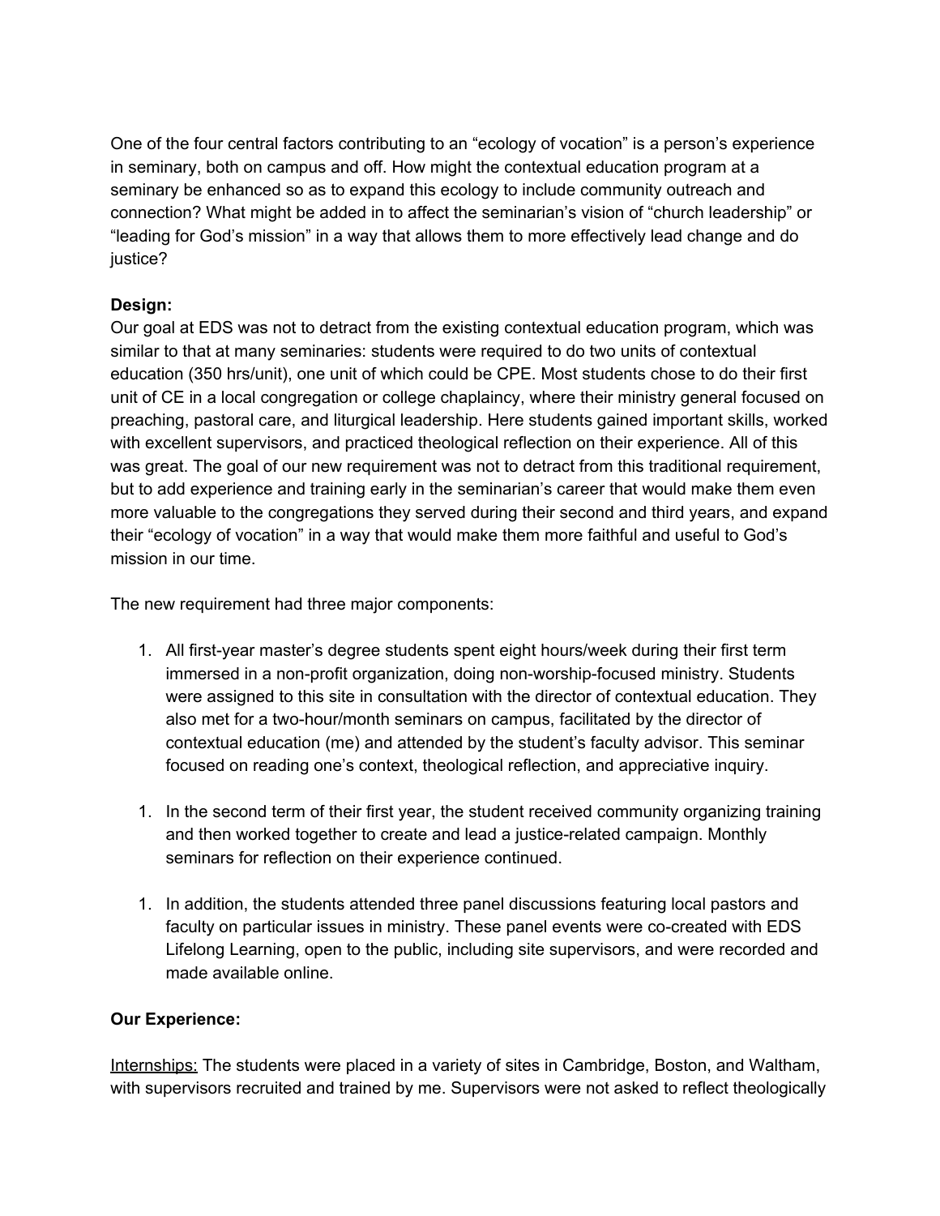One of the four central factors contributing to an "ecology of vocation" is a person's experience in seminary, both on campus and off. How might the contextual education program at a seminary be enhanced so as to expand this ecology to include community outreach and connection? What might be added in to affect the seminarian's vision of "church leadership" or "leading for God's mission" in a way that allows them to more effectively lead change and do justice?

**Design:**

Our goal at EDS was not to detract from the existing contextual education program, which was similar to that at many seminaries: students were required to do two units of contextual education (350 hrs/unit), one unit of which could be CPE. Most students chose to do their first unit of CE in a local congregation or college chaplaincy, where their ministry general focused on preaching, pastoral care, and liturgical leadership. Here students gained important skills, worked with excellent supervisors, and practiced theological reflection on their experience. All of this was great. The goal of our new requirement was not to detract from this traditional requirement, but to add experience and training early in the seminarian's career that would make them even more valuable to the congregations they served during their second and third years, and expand their "ecology of vocation" in a way that would make them more faithful and useful to God's mission in our time.

The new requirement had three major components:

1. All first-year master's degree students spent eight hours/week during their first term immersed in a non-profit organization, doing non-worship-focused ministry. Students were assigned to this site in consultation with the director of contextual education. They also met for a two-hour/month seminars on campus, facilitated by the director of contextual education (me) and attended by the student's faculty advisor. This seminar focused on reading one's context, theological reflection, and appreciative inquiry.

1. In the second term of their first year, the student received community organizing training and then worked together to create and lead a justice-related campaign. Monthly seminars for reflection on their experience continued.

1. In addition, the students attended three panel discussions featuring local pastors and faculty on particular issues in ministry. These panel events were co-created with EDS Lifelong Learning, open to the public, including site supervisors, and were recorded and made available online.

**Our Experience:**

<u>Internships:</u> The students were placed in a variety of sites in Cambridge, Boston, and Waltham, with supervisors recruited and trained by me. Supervisors were not asked to reflect theologically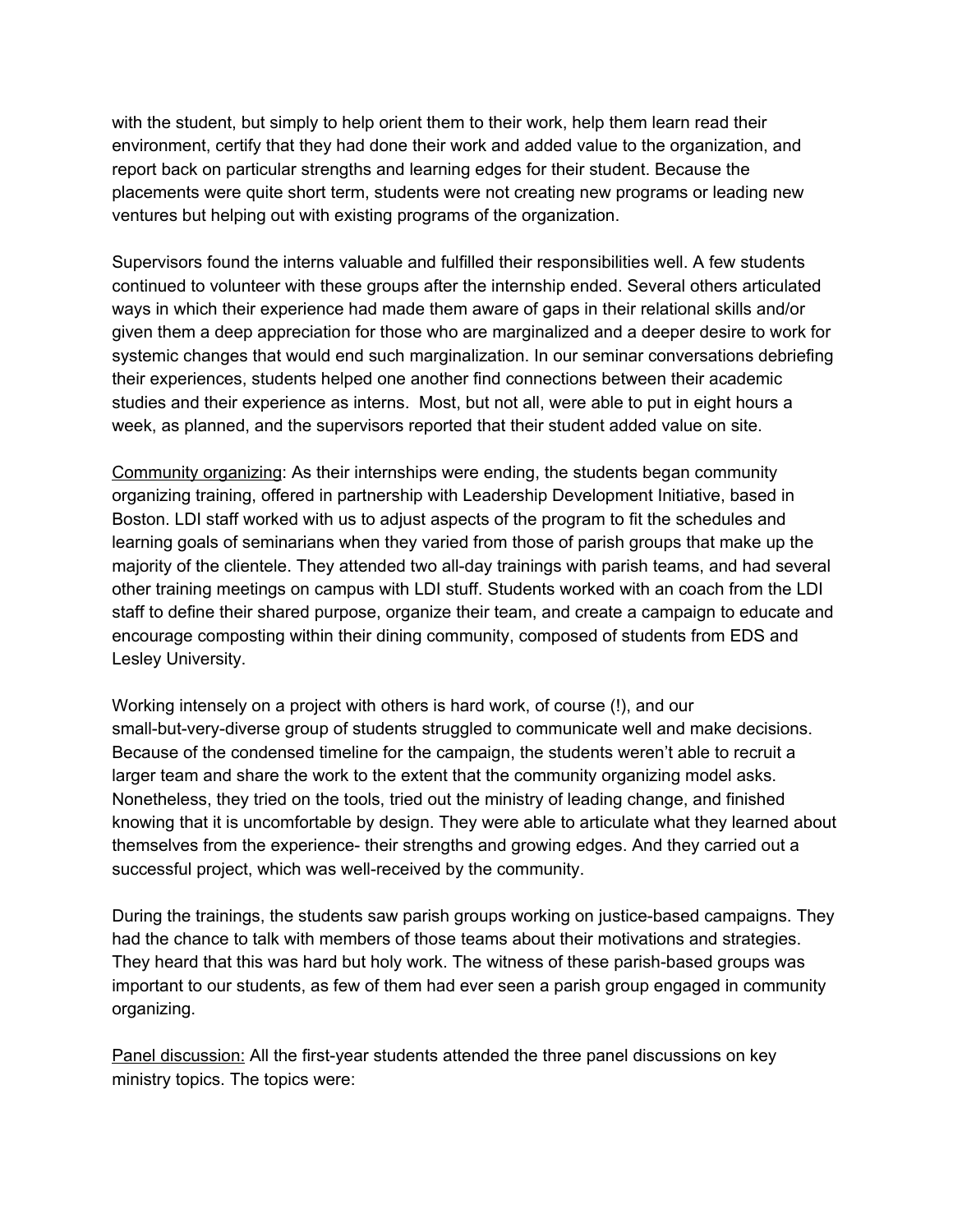with the student, but simply to help orient them to their work, help them learn read their environment, certify that they had done their work and added value to the organization, and report back on particular strengths and learning edges for their student. Because the placements were quite short term, students were not creating new programs or leading new ventures but helping out with existing programs of the organization.

Supervisors found the interns valuable and fulfilled their responsibilities well. A few students continued to volunteer with these groups after the internship ended. Several others articulated ways in which their experience had made them aware of gaps in their relational skills and/or given them a deep appreciation for those who are marginalized and a deeper desire to work for systemic changes that would end such marginalization. In our seminar conversations debriefing their experiences, students helped one another find connections between their academic studies and their experience as interns. Most, but not all, were able to put in eight hours a week, as planned, and the supervisors reported that their student added value on site.

<u>Community organizing</u>: As their internships were ending, the students began community organizing training, offered in partnership with Leadership Development Initiative, based in Boston. LDI staff worked with us to adjust aspects of the program to fit the schedules and learning goals of seminarians when they varied from those of parish groups that make up the majority of the clientele. They attended two all-day trainings with parish teams, and had several other training meetings on campus with LDI stuff. Students worked with an coach from the LDI staff to define their shared purpose, organize their team, and create a campaign to educate and encourage composting within their dining community, composed of students from EDS and Lesley University.

Working intensely on a project with others is hard work, of course (!), and our small-but-very-diverse group of students struggled to communicate well and make decisions. Because of the condensed timeline for the campaign, the students weren't able to recruit a larger team and share the work to the extent that the community organizing model asks. Nonetheless, they tried on the tools, tried out the ministry of leading change, and finished knowing that it is uncomfortable by design. They were able to articulate what they learned about themselves from the experience- their strengths and growing edges. And they carried out a successful project, which was well-received by the community.

During the trainings, the students saw parish groups working on justice-based campaigns. They had the chance to talk with members of those teams about their motivations and strategies. They heard that this was hard but holy work. The witness of these parish-based groups was important to our students, as few of them had ever seen a parish group engaged in community organizing.

<u>Panel discussion:</u> All the first-year students attended the three panel discussions on key ministry topics. The topics were: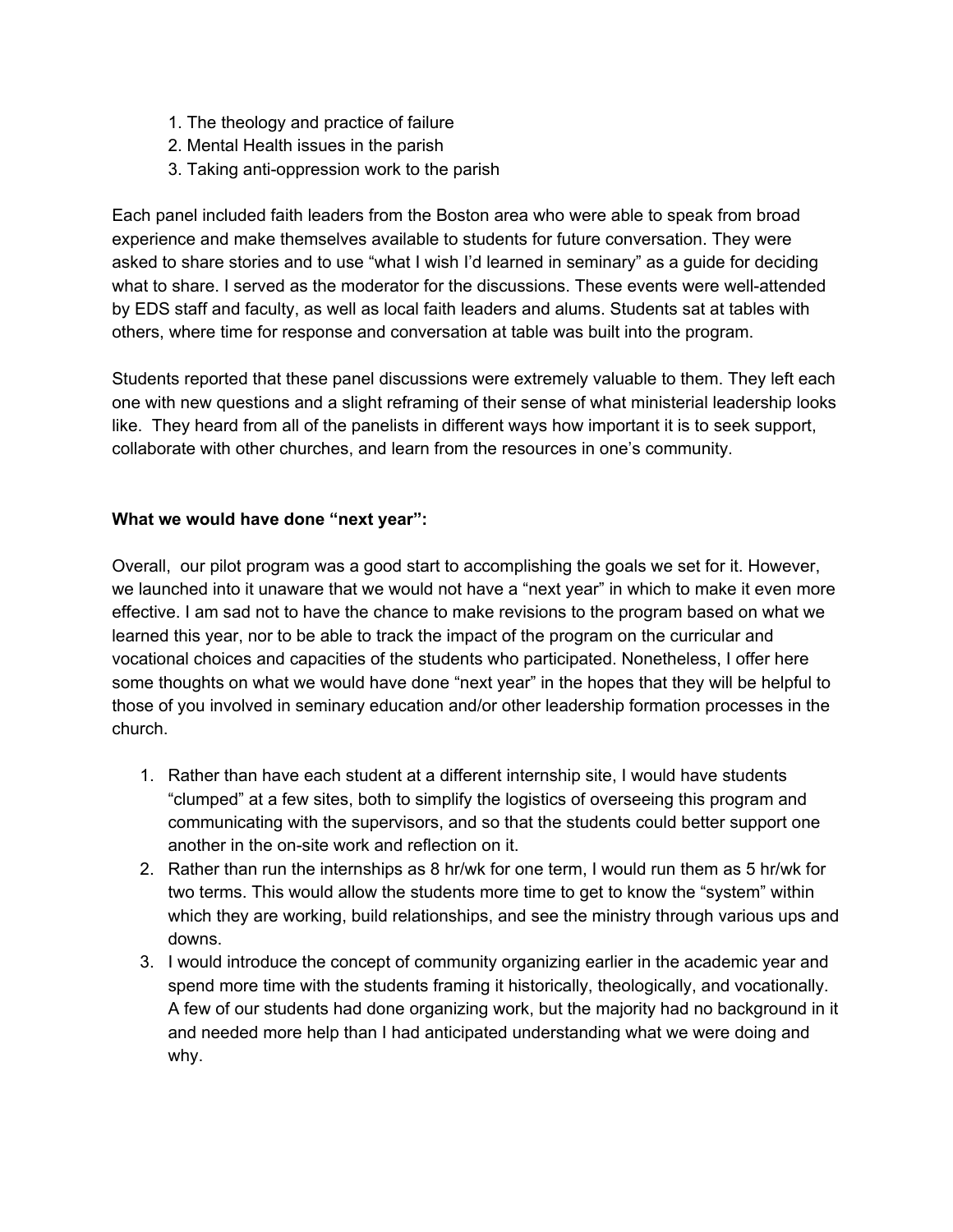1. The theology and practice of failure
2. Mental Health issues in the parish
3. Taking anti-oppression work to the parish

Each panel included faith leaders from the Boston area who were able to speak from broad experience and make themselves available to students for future conversation. They were asked to share stories and to use "what I wish I'd learned in seminary" as a guide for deciding what to share. I served as the moderator for the discussions. These events were well-attended by EDS staff and faculty, as well as local faith leaders and alums. Students sat at tables with others, where time for response and conversation at table was built into the program.

Students reported that these panel discussions were extremely valuable to them. They left each one with new questions and a slight reframing of their sense of what ministerial leadership looks like. They heard from all of the panelists in different ways how important it is to seek support, collaborate with other churches, and learn from the resources in one's community.

**What we would have done "next year":**

Overall, our pilot program was a good start to accomplishing the goals we set for it. However, we launched into it unaware that we would not have a "next year" in which to make it even more effective. I am sad not to have the chance to make revisions to the program based on what we learned this year, nor to be able to track the impact of the program on the curricular and vocational choices and capacities of the students who participated. Nonetheless, I offer here some thoughts on what we would have done "next year" in the hopes that they will be helpful to those of you involved in seminary education and/or other leadership formation processes in the church.

1. Rather than have each student at a different internship site, I would have students "clumped" at a few sites, both to simplify the logistics of overseeing this program and communicating with the supervisors, and so that the students could better support one another in the on-site work and reflection on it.
2. Rather than run the internships as 8 hr/wk for one term, I would run them as 5 hr/wk for two terms. This would allow the students more time to get to know the "system" within which they are working, build relationships, and see the ministry through various ups and downs.
3. I would introduce the concept of community organizing earlier in the academic year and spend more time with the students framing it historically, theologically, and vocationally. A few of our students had done organizing work, but the majority had no background in it and needed more help than I had anticipated understanding what we were doing and why.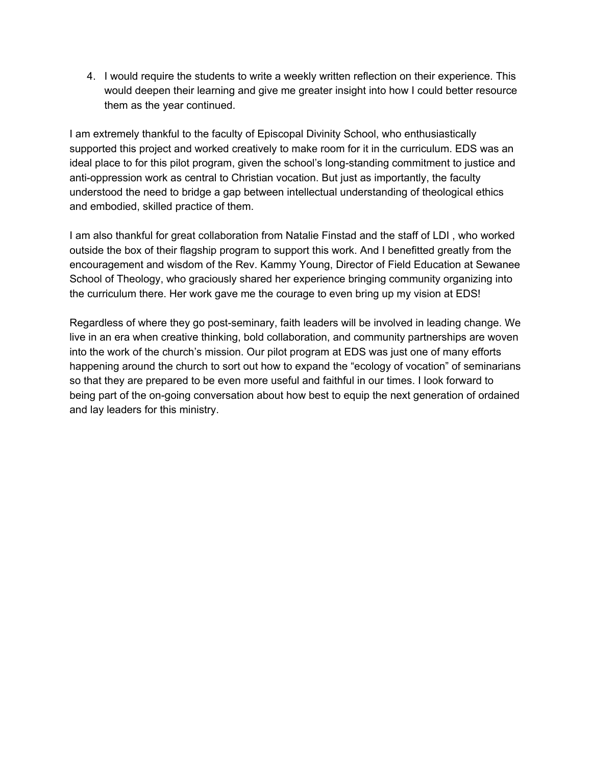4. I would require the students to write a weekly written reflection on their experience. This would deepen their learning and give me greater insight into how I could better resource them as the year continued.

I am extremely thankful to the faculty of Episcopal Divinity School, who enthusiastically supported this project and worked creatively to make room for it in the curriculum. EDS was an ideal place to for this pilot program, given the school's long-standing commitment to justice and anti-oppression work as central to Christian vocation. But just as importantly, the faculty understood the need to bridge a gap between intellectual understanding of theological ethics and embodied, skilled practice of them.

I am also thankful for great collaboration from Natalie Finstad and the staff of LDI , who worked outside the box of their flagship program to support this work. And I benefitted greatly from the encouragement and wisdom of the Rev. Kammy Young, Director of Field Education at Sewanee School of Theology, who graciously shared her experience bringing community organizing into the curriculum there. Her work gave me the courage to even bring up my vision at EDS!

Regardless of where they go post-seminary, faith leaders will be involved in leading change. We live in an era when creative thinking, bold collaboration, and community partnerships are woven into the work of the church's mission. Our pilot program at EDS was just one of many efforts happening around the church to sort out how to expand the "ecology of vocation" of seminarians so that they are prepared to be even more useful and faithful in our times. I look forward to being part of the on-going conversation about how best to equip the next generation of ordained and lay leaders for this ministry.